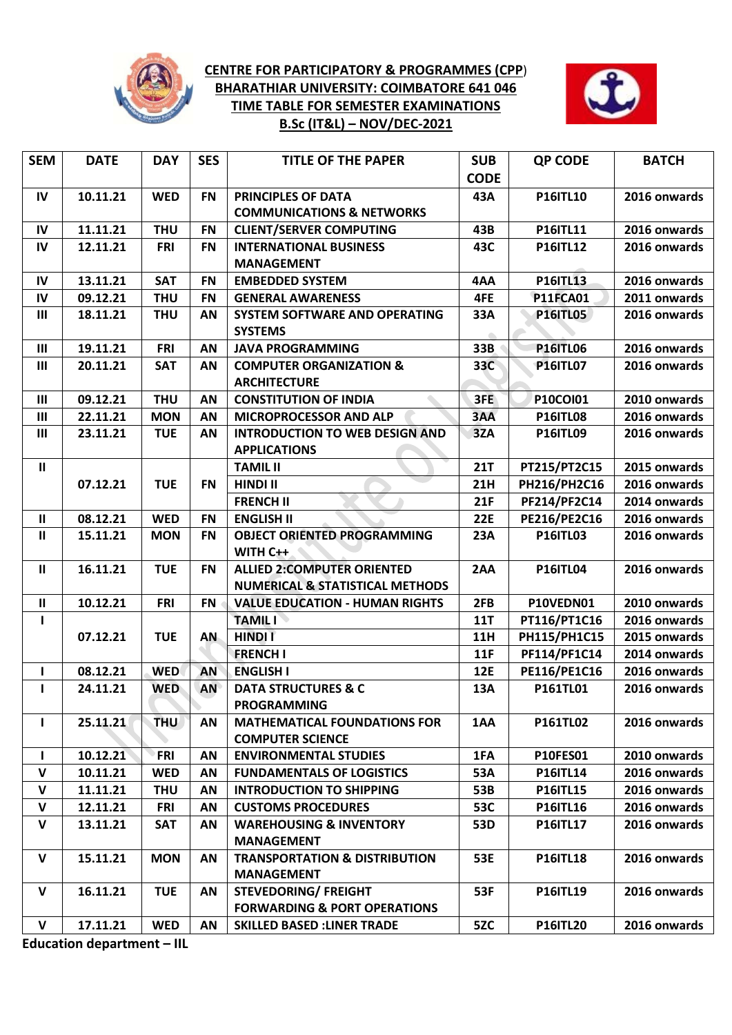# CENTRE FOR PARTICIPATORY & PROGRAMMES (CPP)
## BHARATHIAR UNIVERSITY: COIMBATORE 641 046
## TIME TABLE FOR SEMESTER EXAMINATIONS
## B.Sc (IT&L) – NOV/DEC-2021

| SEM | DATE | DAY | SES | TITLE OF THE PAPER | SUB CODE | QP CODE | BATCH |
|---|---|---|---|---|---|---|---|
| IV | 10.11.21 | WED | FN | PRINCIPLES OF DATA COMMUNICATIONS & NETWORKS | 43A | P16ITL10 | 2016 onwards |
| IV | 11.11.21 | THU | FN | CLIENT/SERVER COMPUTING | 43B | P16ITL11 | 2016 onwards |
| IV | 12.11.21 | FRI | FN | INTERNATIONAL BUSINESS MANAGEMENT | 43C | P16ITL12 | 2016 onwards |
| IV | 13.11.21 | SAT | FN | EMBEDDED SYSTEM | 4AA | P16ITL13 | 2016 onwards |
| IV | 09.12.21 | THU | FN | GENERAL AWARENESS | 4FE | P11FCA01 | 2011 onwards |
| III | 18.11.21 | THU | AN | SYSTEM SOFTWARE AND OPERATING SYSTEMS | 33A | P16ITL05 | 2016 onwards |
| III | 19.11.21 | FRI | AN | JAVA PROGRAMMING | 33B | P16ITL06 | 2016 onwards |
| III | 20.11.21 | SAT | AN | COMPUTER ORGANIZATION & ARCHITECTURE | 33C | P16ITL07 | 2016 onwards |
| III | 09.12.21 | THU | AN | CONSTITUTION OF INDIA | 3FE | P10COI01 | 2010 onwards |
| III | 22.11.21 | MON | AN | MICROPROCESSOR AND ALP | 3AA | P16ITL08 | 2016 onwards |
| III | 23.11.21 | TUE | AN | INTRODUCTION TO WEB DESIGN AND APPLICATIONS | 3ZA | P16ITL09 | 2016 onwards |
| II | 07.12.21 | TUE | FN | TAMIL II | 21T | PT215/PT2C15 | 2015 onwards |
| | | | | HINDI II | 21H | PH216/PH2C16 | 2016 onwards |
| | | | | FRENCH II | 21F | PF214/PF2C14 | 2014 onwards |
| II | 08.12.21 | WED | FN | ENGLISH II | 22E | PE216/PE2C16 | 2016 onwards |
| II | 15.11.21 | MON | FN | OBJECT ORIENTED PROGRAMMING WITH C++ | 23A | P16ITL03 | 2016 onwards |
| II | 16.11.21 | TUE | FN | ALLIED 2:COMPUTER ORIENTED NUMERICAL & STATISTICAL METHODS | 2AA | P16ITL04 | 2016 onwards |
| II | 10.12.21 | FRI | FN | VALUE EDUCATION - HUMAN RIGHTS | 2FB | P10VEDN01 | 2010 onwards |
| I | 07.12.21 | TUE | AN | TAMIL I | 11T | PT116/PT1C16 | 2016 onwards |
| | | | | HINDI I | 11H | PH115/PH1C15 | 2015 onwards |
| | | | | FRENCH I | 11F | PF114/PF1C14 | 2014 onwards |
| I | 08.12.21 | WED | AN | ENGLISH I | 12E | PE116/PE1C16 | 2016 onwards |
| I | 24.11.21 | WED | AN | DATA STRUCTURES & C PROGRAMMING | 13A | P161TL01 | 2016 onwards |
| I | 25.11.21 | THU | AN | MATHEMATICAL FOUNDATIONS FOR COMPUTER SCIENCE | 1AA | P161TL02 | 2016 onwards |
| I | 10.12.21 | FRI | AN | ENVIRONMENTAL STUDIES | 1FA | P10FES01 | 2010 onwards |
| V | 10.11.21 | WED | AN | FUNDAMENTALS OF LOGISTICS | 53A | P16ITL14 | 2016 onwards |
| V | 11.11.21 | THU | AN | INTRODUCTION TO SHIPPING | 53B | P16ITL15 | 2016 onwards |
| V | 12.11.21 | FRI | AN | CUSTOMS PROCEDURES | 53C | P16ITL16 | 2016 onwards |
| V | 13.11.21 | SAT | AN | WAREHOUSING & INVENTORY MANAGEMENT | 53D | P16ITL17 | 2016 onwards |
| V | 15.11.21 | MON | AN | TRANSPORTATION & DISTRIBUTION MANAGEMENT | 53E | P16ITL18 | 2016 onwards |
| V | 16.11.21 | TUE | AN | STEVEDORING/ FREIGHT FORWARDING & PORT OPERATIONS | 53F | P16ITL19 | 2016 onwards |
| V | 17.11.21 | WED | AN | SKILLED BASED :LINER TRADE | 5ZC | P16ITL20 | 2016 onwards |

**Education department – IIL**